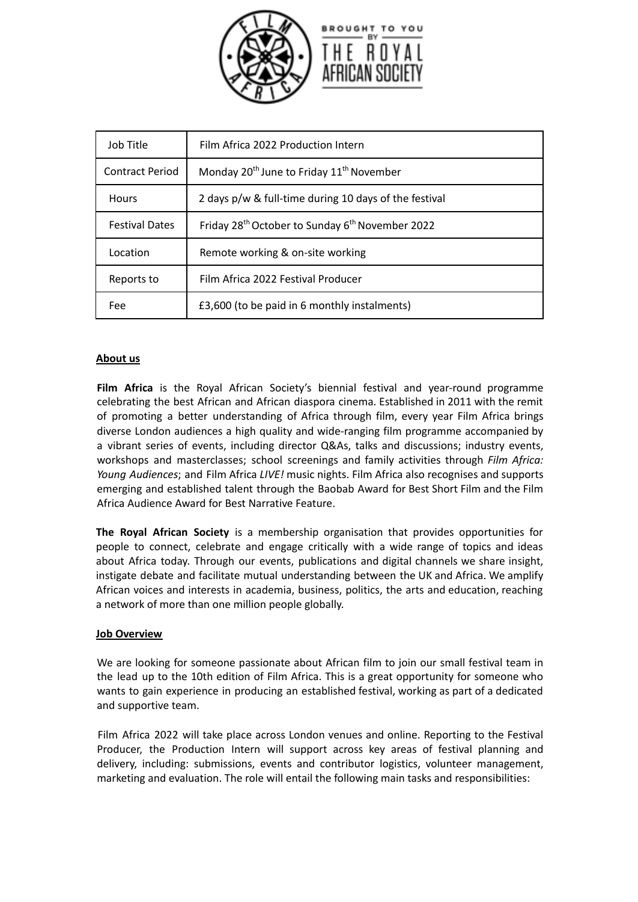| Job Title | Film Africa 2022 Production Intern |
|---|---|
| Contract Period | Monday 20th June to Friday 11th November |
| Hours | 2 days p/w & full-time during 10 days of the festival |
| Festival Dates | Friday 28th October to Sunday 6th November 2022 |
| Location | Remote working & on-site working |
| Reports to | Film Africa 2022 Festival Producer |
| Fee | £3,600 (to be paid in 6 monthly instalments) |

## About us

**Film Africa** is the Royal African Society's biennial festival and year-round programme celebrating the best African and African diaspora cinema. Established in 2011 with the remit of promoting a better understanding of Africa through film, every year Film Africa brings diverse London audiences a high quality and wide-ranging film programme accompanied by a vibrant series of events, including director Q&As, talks and discussions; industry events, workshops and masterclasses; school screenings and family activities through *Film Africa: Young Audiences*; and Film Africa *LIVE!* music nights. Film Africa also recognises and supports emerging and established talent through the Baobab Award for Best Short Film and the Film Africa Audience Award for Best Narrative Feature.

**The Royal African Society** is a membership organisation that provides opportunities for people to connect, celebrate and engage critically with a wide range of topics and ideas about Africa today. Through our events, publications and digital channels we share insight, instigate debate and facilitate mutual understanding between the UK and Africa. We amplify African voices and interests in academia, business, politics, the arts and education, reaching a network of more than one million people globally.

## Job Overview

We are looking for someone passionate about African film to join our small festival team in the lead up to the 10th edition of Film Africa. This is a great opportunity for someone who wants to gain experience in producing an established festival, working as part of a dedicated and supportive team.

Film Africa 2022 will take place across London venues and online. Reporting to the Festival Producer, the Production Intern will support across key areas of festival planning and delivery, including: submissions, events and contributor logistics, volunteer management, marketing and evaluation. The role will entail the following main tasks and responsibilities: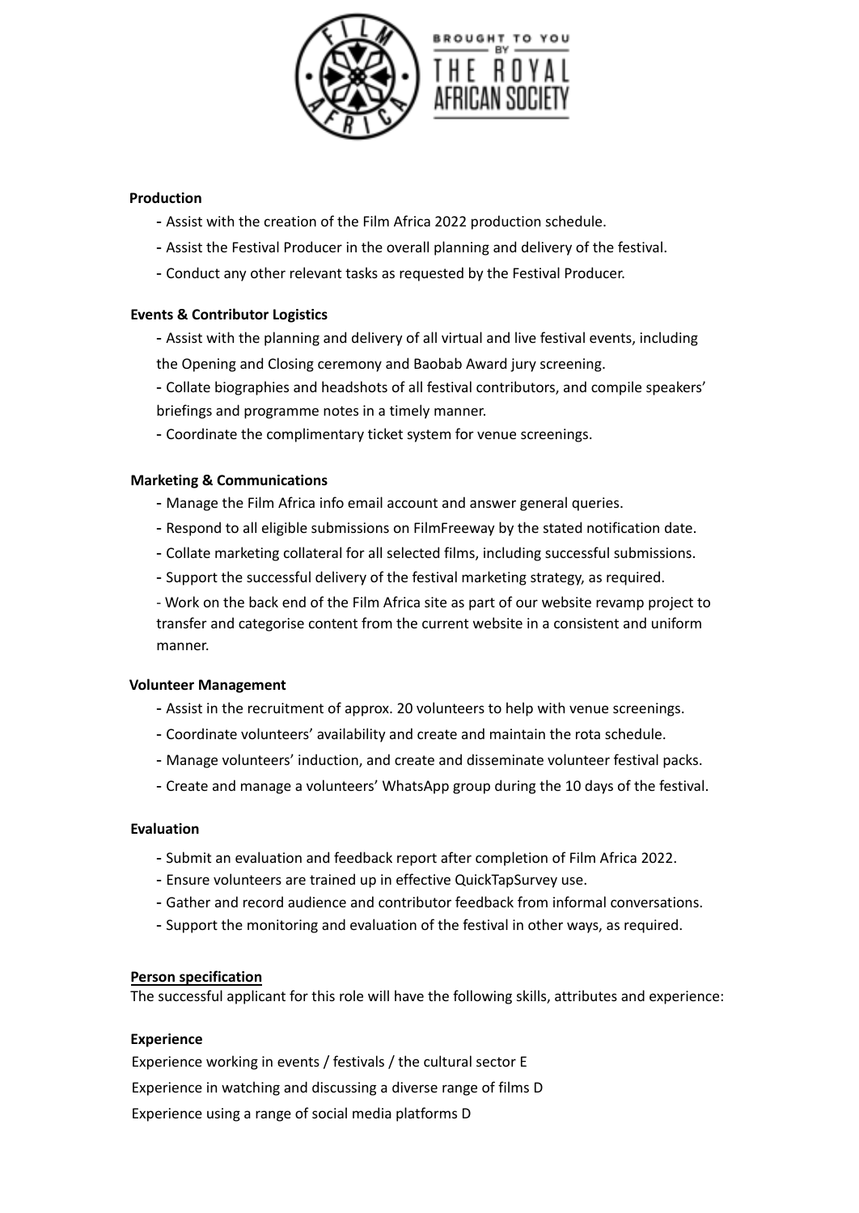**Production**

- Assist with the creation of the Film Africa 2022 production schedule.
- Assist the Festival Producer in the overall planning and delivery of the festival.
- Conduct any other relevant tasks as requested by the Festival Producer.

**Events & Contributor Logistics**

- Assist with the planning and delivery of all virtual and live festival events, including the Opening and Closing ceremony and Baobab Award jury screening.
- Collate biographies and headshots of all festival contributors, and compile speakers' briefings and programme notes in a timely manner.
- Coordinate the complimentary ticket system for venue screenings.

**Marketing & Communications**

- Manage the Film Africa info email account and answer general queries.
- Respond to all eligible submissions on FilmFreeway by the stated notification date.
- Collate marketing collateral for all selected films, including successful submissions.
- Support the successful delivery of the festival marketing strategy, as required.
- Work on the back end of the Film Africa site as part of our website revamp project to transfer and categorise content from the current website in a consistent and uniform manner.

**Volunteer Management**

- Assist in the recruitment of approx. 20 volunteers to help with venue screenings.
- Coordinate volunteers' availability and create and maintain the rota schedule.
- Manage volunteers' induction, and create and disseminate volunteer festival packs.
- Create and manage a volunteers' WhatsApp group during the 10 days of the festival.

**Evaluation**

- Submit an evaluation and feedback report after completion of Film Africa 2022.
- Ensure volunteers are trained up in effective QuickTapSurvey use.
- Gather and record audience and contributor feedback from informal conversations.
- Support the monitoring and evaluation of the festival in other ways, as required.

**Person specification**

The successful applicant for this role will have the following skills, attributes and experience:

**Experience**

Experience working in events / festivals / the cultural sector E

Experience in watching and discussing a diverse range of films D

Experience using a range of social media platforms D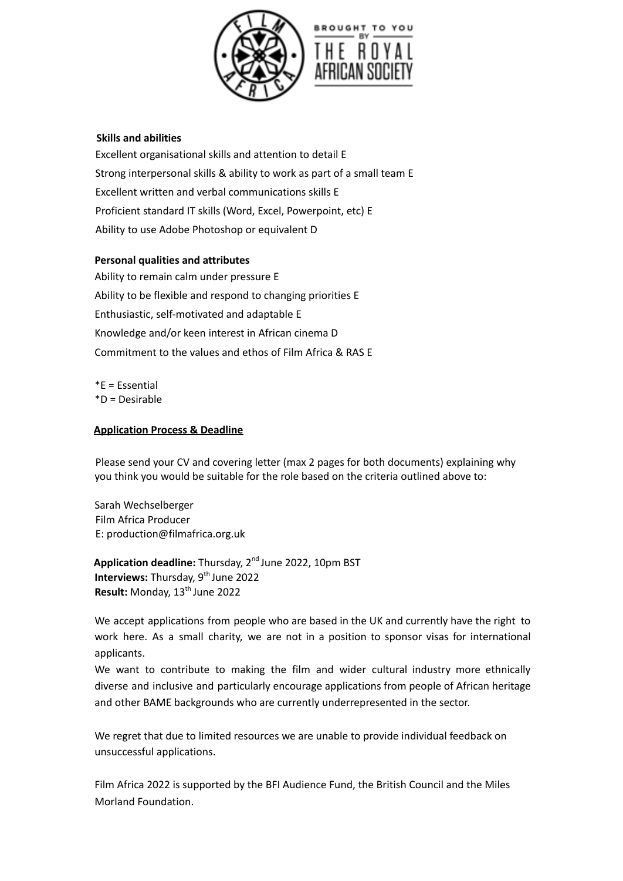**Skills and abilities**

Excellent organisational skills and attention to detail E

Strong interpersonal skills & ability to work as part of a small team E

Excellent written and verbal communications skills E

Proficient standard IT skills (Word, Excel, Powerpoint, etc) E

Ability to use Adobe Photoshop or equivalent D

**Personal qualities and attributes**

Ability to remain calm under pressure E

Ability to be flexible and respond to changing priorities E

Enthusiastic, self-motivated and adaptable E

Knowledge and/or keen interest in African cinema D

Commitment to the values and ethos of Film Africa & RAS E

*E = Essential
*D = Desirable

**Application Process & Deadline**

Please send your CV and covering letter (max 2 pages for both documents) explaining why you think you would be suitable for the role based on the criteria outlined above to:

Sarah Wechselberger
Film Africa Producer
E: production@filmafrica.org.uk

**Application deadline:** Thursday, 2nd June 2022, 10pm BST
**Interviews:** Thursday, 9th June 2022
**Result:** Monday, 13th June 2022

We accept applications from people who are based in the UK and currently have the right to work here. As a small charity, we are not in a position to sponsor visas for international applicants.
We want to contribute to making the film and wider cultural industry more ethnically diverse and inclusive and particularly encourage applications from people of African heritage and other BAME backgrounds who are currently underrepresented in the sector.

We regret that due to limited resources we are unable to provide individual feedback on unsuccessful applications.

Film Africa 2022 is supported by the BFI Audience Fund, the British Council and the Miles Morland Foundation.